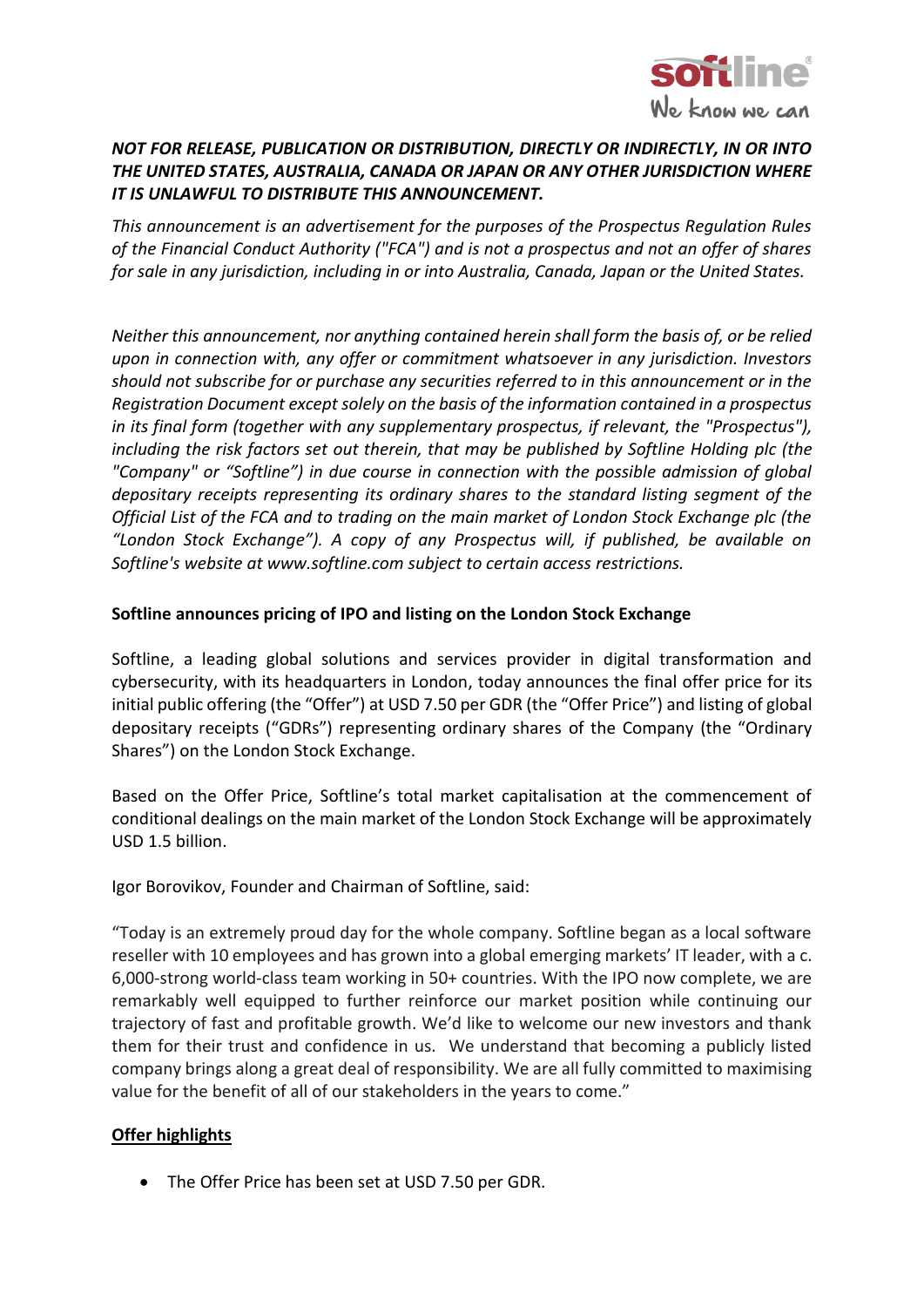***NOT FOR RELEASE, PUBLICATION OR DISTRIBUTION, DIRECTLY OR INDIRECTLY, IN OR INTO THE UNITED STATES, AUSTRALIA, CANADA OR JAPAN OR ANY OTHER JURISDICTION WHERE IT IS UNLAWFUL TO DISTRIBUTE THIS ANNOUNCEMENT.***

*This announcement is an advertisement for the purposes of the Prospectus Regulation Rules of the Financial Conduct Authority ("FCA") and is not a prospectus and not an offer of shares for sale in any jurisdiction, including in or into Australia, Canada, Japan or the United States.*

*Neither this announcement, nor anything contained herein shall form the basis of, or be relied upon in connection with, any offer or commitment whatsoever in any jurisdiction. Investors should not subscribe for or purchase any securities referred to in this announcement or in the Registration Document except solely on the basis of the information contained in a prospectus in its final form (together with any supplementary prospectus, if relevant, the "Prospectus"), including the risk factors set out therein, that may be published by Softline Holding plc (the "Company" or "Softline") in due course in connection with the possible admission of global depositary receipts representing its ordinary shares to the standard listing segment of the Official List of the FCA and to trading on the main market of London Stock Exchange plc (the "London Stock Exchange"). A copy of any Prospectus will, if published, be available on Softline's website at www.softline.com subject to certain access restrictions.*

**Softline announces pricing of IPO and listing on the London Stock Exchange**

Softline, a leading global solutions and services provider in digital transformation and cybersecurity, with its headquarters in London, today announces the final offer price for its initial public offering (the "Offer") at USD 7.50 per GDR (the "Offer Price") and listing of global depositary receipts ("GDRs") representing ordinary shares of the Company (the "Ordinary Shares") on the London Stock Exchange.

Based on the Offer Price, Softline's total market capitalisation at the commencement of conditional dealings on the main market of the London Stock Exchange will be approximately USD 1.5 billion.

Igor Borovikov, Founder and Chairman of Softline, said:

"Today is an extremely proud day for the whole company. Softline began as a local software reseller with 10 employees and has grown into a global emerging markets' IT leader, with a c. 6,000-strong world-class team working in 50+ countries. With the IPO now complete, we are remarkably well equipped to further reinforce our market position while continuing our trajectory of fast and profitable growth. We'd like to welcome our new investors and thank them for their trust and confidence in us. We understand that becoming a publicly listed company brings along a great deal of responsibility. We are all fully committed to maximising value for the benefit of all of our stakeholders in the years to come."

**Offer highlights**

- The Offer Price has been set at USD 7.50 per GDR.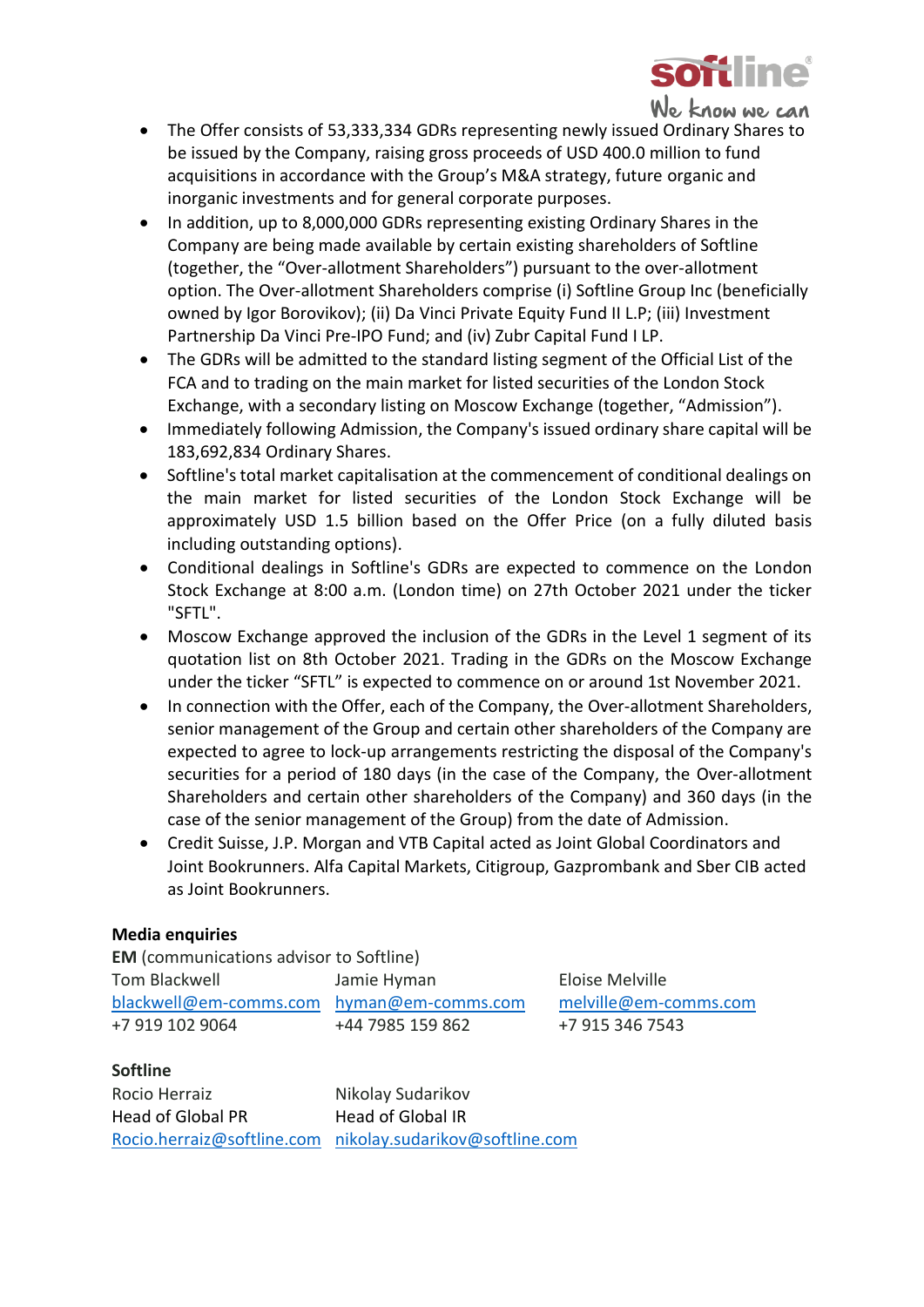- The Offer consists of 53,333,334 GDRs representing newly issued Ordinary Shares to be issued by the Company, raising gross proceeds of USD 400.0 million to fund acquisitions in accordance with the Group's M&A strategy, future organic and inorganic investments and for general corporate purposes.
- In addition, up to 8,000,000 GDRs representing existing Ordinary Shares in the Company are being made available by certain existing shareholders of Softline (together, the "Over-allotment Shareholders") pursuant to the over-allotment option. The Over-allotment Shareholders comprise (i) Softline Group Inc (beneficially owned by Igor Borovikov); (ii) Da Vinci Private Equity Fund II L.P; (iii) Investment Partnership Da Vinci Pre-IPO Fund; and (iv) Zubr Capital Fund I LP.
- The GDRs will be admitted to the standard listing segment of the Official List of the FCA and to trading on the main market for listed securities of the London Stock Exchange, with a secondary listing on Moscow Exchange (together, "Admission").
- Immediately following Admission, the Company's issued ordinary share capital will be 183,692,834 Ordinary Shares.
- Softline's total market capitalisation at the commencement of conditional dealings on the main market for listed securities of the London Stock Exchange will be approximately USD 1.5 billion based on the Offer Price (on a fully diluted basis including outstanding options).
- Conditional dealings in Softline's GDRs are expected to commence on the London Stock Exchange at 8:00 a.m. (London time) on 27th October 2021 under the ticker "SFTL".
- Moscow Exchange approved the inclusion of the GDRs in the Level 1 segment of its quotation list on 8th October 2021. Trading in the GDRs on the Moscow Exchange under the ticker "SFTL" is expected to commence on or around 1st November 2021.
- In connection with the Offer, each of the Company, the Over-allotment Shareholders, senior management of the Group and certain other shareholders of the Company are expected to agree to lock-up arrangements restricting the disposal of the Company's securities for a period of 180 days (in the case of the Company, the Over-allotment Shareholders and certain other shareholders of the Company) and 360 days (in the case of the senior management of the Group) from the date of Admission.
- Credit Suisse, J.P. Morgan and VTB Capital acted as Joint Global Coordinators and Joint Bookrunners. Alfa Capital Markets, Citigroup, Gazprombank and Sber CIB acted as Joint Bookrunners.

**Media enquiries**

**EM** (communications advisor to Softline)

| Tom Blackwell | Jamie Hyman | Eloise Melville |
|---|---|---|
| blackwell@em-comms.com | hyman@em-comms.com | melville@em-comms.com |
| +7 919 102 9064 | +44 7985 159 862 | +7 915 346 7543 |

**Softline**

| Rocio Herraiz | Nikolay Sudarikov |
|---|---|
| Head of Global PR | Head of Global IR |
| Rocio.herraiz@softline.com | nikolay.sudarikov@softline.com |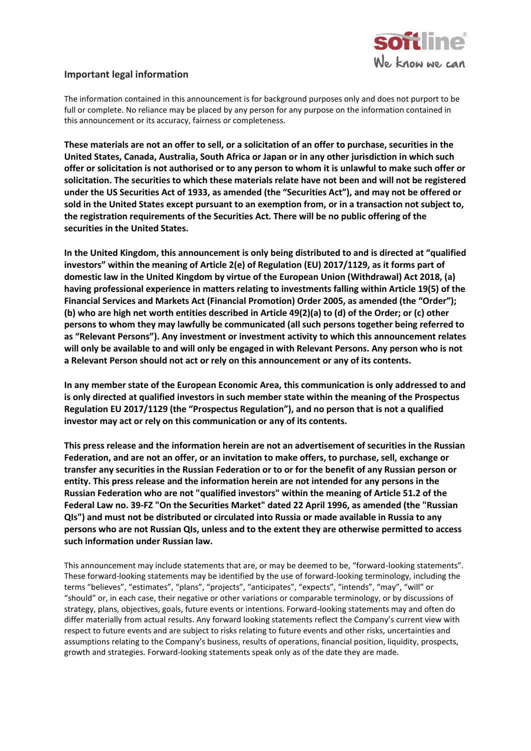## Important legal information

The information contained in this announcement is for background purposes only and does not purport to be full or complete. No reliance may be placed by any person for any purpose on the information contained in this announcement or its accuracy, fairness or completeness.

**These materials are not an offer to sell, or a solicitation of an offer to purchase, securities in the United States, Canada, Australia, South Africa or Japan or in any other jurisdiction in which such offer or solicitation is not authorised or to any person to whom it is unlawful to make such offer or solicitation. The securities to which these materials relate have not been and will not be registered under the US Securities Act of 1933, as amended (the "Securities Act"), and may not be offered or sold in the United States except pursuant to an exemption from, or in a transaction not subject to, the registration requirements of the Securities Act. There will be no public offering of the securities in the United States.**

**In the United Kingdom, this announcement is only being distributed to and is directed at "qualified investors" within the meaning of Article 2(e) of Regulation (EU) 2017/1129, as it forms part of domestic law in the United Kingdom by virtue of the European Union (Withdrawal) Act 2018, (a) having professional experience in matters relating to investments falling within Article 19(5) of the Financial Services and Markets Act (Financial Promotion) Order 2005, as amended (the "Order"); (b) who are high net worth entities described in Article 49(2)(a) to (d) of the Order; or (c) other persons to whom they may lawfully be communicated (all such persons together being referred to as "Relevant Persons"). Any investment or investment activity to which this announcement relates will only be available to and will only be engaged in with Relevant Persons. Any person who is not a Relevant Person should not act or rely on this announcement or any of its contents.**

**In any member state of the European Economic Area, this communication is only addressed to and is only directed at qualified investors in such member state within the meaning of the Prospectus Regulation EU 2017/1129 (the "Prospectus Regulation"), and no person that is not a qualified investor may act or rely on this communication or any of its contents.**

**This press release and the information herein are not an advertisement of securities in the Russian Federation, and are not an offer, or an invitation to make offers, to purchase, sell, exchange or transfer any securities in the Russian Federation or to or for the benefit of any Russian person or entity. This press release and the information herein are not intended for any persons in the Russian Federation who are not "qualified investors" within the meaning of Article 51.2 of the Federal Law no. 39-FZ "On the Securities Market" dated 22 April 1996, as amended (the "Russian QIs") and must not be distributed or circulated into Russia or made available in Russia to any persons who are not Russian QIs, unless and to the extent they are otherwise permitted to access such information under Russian law.**

This announcement may include statements that are, or may be deemed to be, "forward-looking statements". These forward-looking statements may be identified by the use of forward-looking terminology, including the terms "believes", "estimates", "plans", "projects", "anticipates", "expects", "intends", "may", "will" or "should" or, in each case, their negative or other variations or comparable terminology, or by discussions of strategy, plans, objectives, goals, future events or intentions. Forward-looking statements may and often do differ materially from actual results. Any forward looking statements reflect the Company's current view with respect to future events and are subject to risks relating to future events and other risks, uncertainties and assumptions relating to the Company's business, results of operations, financial position, liquidity, prospects, growth and strategies. Forward-looking statements speak only as of the date they are made.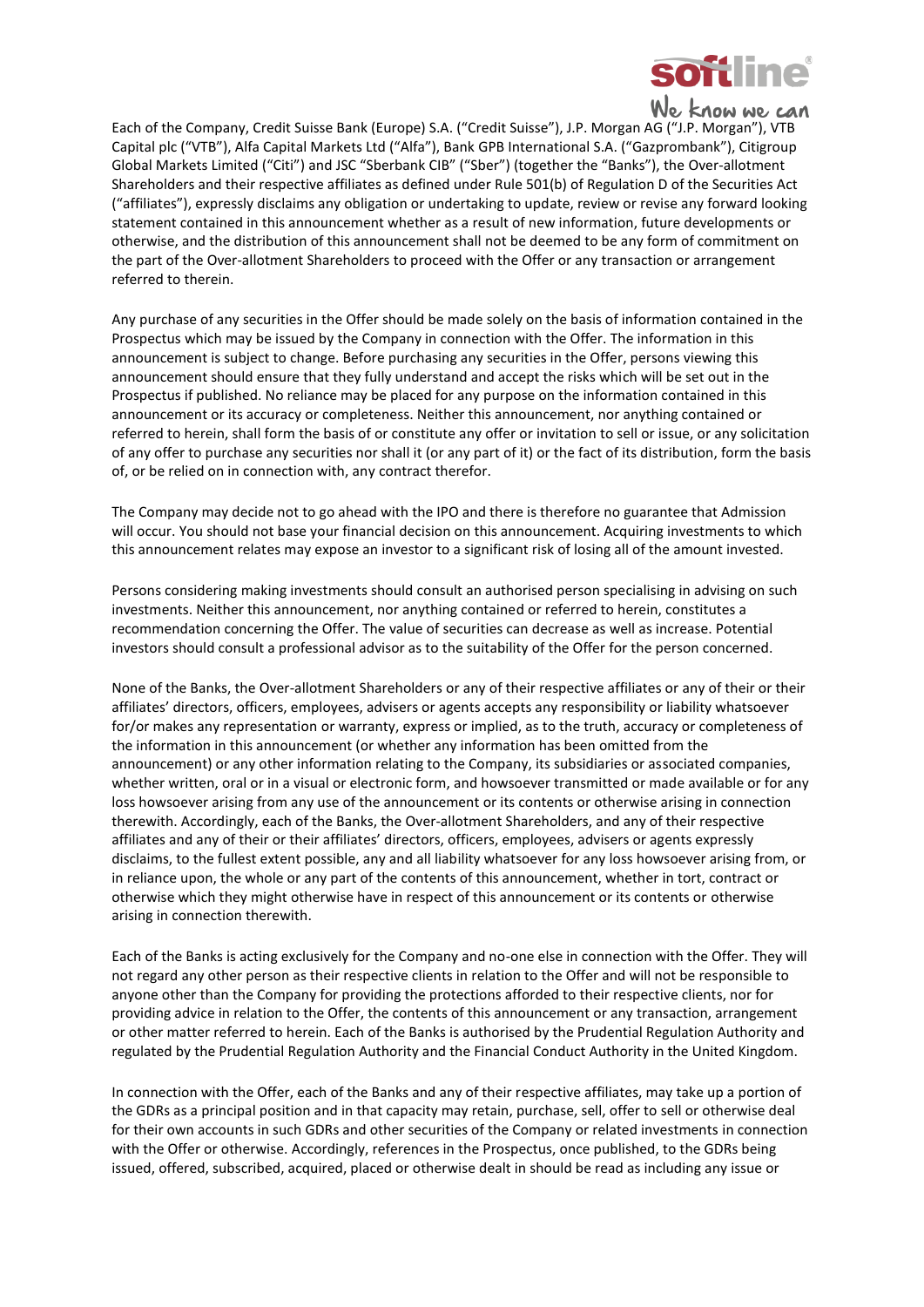Each of the Company, Credit Suisse Bank (Europe) S.A. ("Credit Suisse"), J.P. Morgan AG ("J.P. Morgan"), VTB Capital plc ("VTB"), Alfa Capital Markets Ltd ("Alfa"), Bank GPB International S.A. ("Gazprombank"), Citigroup Global Markets Limited ("Citi") and JSC "Sberbank CIB" ("Sber") (together the "Banks"), the Over-allotment Shareholders and their respective affiliates as defined under Rule 501(b) of Regulation D of the Securities Act ("affiliates"), expressly disclaims any obligation or undertaking to update, review or revise any forward looking statement contained in this announcement whether as a result of new information, future developments or otherwise, and the distribution of this announcement shall not be deemed to be any form of commitment on the part of the Over-allotment Shareholders to proceed with the Offer or any transaction or arrangement referred to therein.

Any purchase of any securities in the Offer should be made solely on the basis of information contained in the Prospectus which may be issued by the Company in connection with the Offer. The information in this announcement is subject to change. Before purchasing any securities in the Offer, persons viewing this announcement should ensure that they fully understand and accept the risks which will be set out in the Prospectus if published. No reliance may be placed for any purpose on the information contained in this announcement or its accuracy or completeness. Neither this announcement, nor anything contained or referred to herein, shall form the basis of or constitute any offer or invitation to sell or issue, or any solicitation of any offer to purchase any securities nor shall it (or any part of it) or the fact of its distribution, form the basis of, or be relied on in connection with, any contract therefor.

The Company may decide not to go ahead with the IPO and there is therefore no guarantee that Admission will occur. You should not base your financial decision on this announcement. Acquiring investments to which this announcement relates may expose an investor to a significant risk of losing all of the amount invested.

Persons considering making investments should consult an authorised person specialising in advising on such investments. Neither this announcement, nor anything contained or referred to herein, constitutes a recommendation concerning the Offer. The value of securities can decrease as well as increase. Potential investors should consult a professional advisor as to the suitability of the Offer for the person concerned.

None of the Banks, the Over-allotment Shareholders or any of their respective affiliates or any of their or their affiliates' directors, officers, employees, advisers or agents accepts any responsibility or liability whatsoever for/or makes any representation or warranty, express or implied, as to the truth, accuracy or completeness of the information in this announcement (or whether any information has been omitted from the announcement) or any other information relating to the Company, its subsidiaries or associated companies, whether written, oral or in a visual or electronic form, and howsoever transmitted or made available or for any loss howsoever arising from any use of the announcement or its contents or otherwise arising in connection therewith. Accordingly, each of the Banks, the Over-allotment Shareholders, and any of their respective affiliates and any of their or their affiliates' directors, officers, employees, advisers or agents expressly disclaims, to the fullest extent possible, any and all liability whatsoever for any loss howsoever arising from, or in reliance upon, the whole or any part of the contents of this announcement, whether in tort, contract or otherwise which they might otherwise have in respect of this announcement or its contents or otherwise arising in connection therewith.

Each of the Banks is acting exclusively for the Company and no-one else in connection with the Offer. They will not regard any other person as their respective clients in relation to the Offer and will not be responsible to anyone other than the Company for providing the protections afforded to their respective clients, nor for providing advice in relation to the Offer, the contents of this announcement or any transaction, arrangement or other matter referred to herein. Each of the Banks is authorised by the Prudential Regulation Authority and regulated by the Prudential Regulation Authority and the Financial Conduct Authority in the United Kingdom.

In connection with the Offer, each of the Banks and any of their respective affiliates, may take up a portion of the GDRs as a principal position and in that capacity may retain, purchase, sell, offer to sell or otherwise deal for their own accounts in such GDRs and other securities of the Company or related investments in connection with the Offer or otherwise. Accordingly, references in the Prospectus, once published, to the GDRs being issued, offered, subscribed, acquired, placed or otherwise dealt in should be read as including any issue or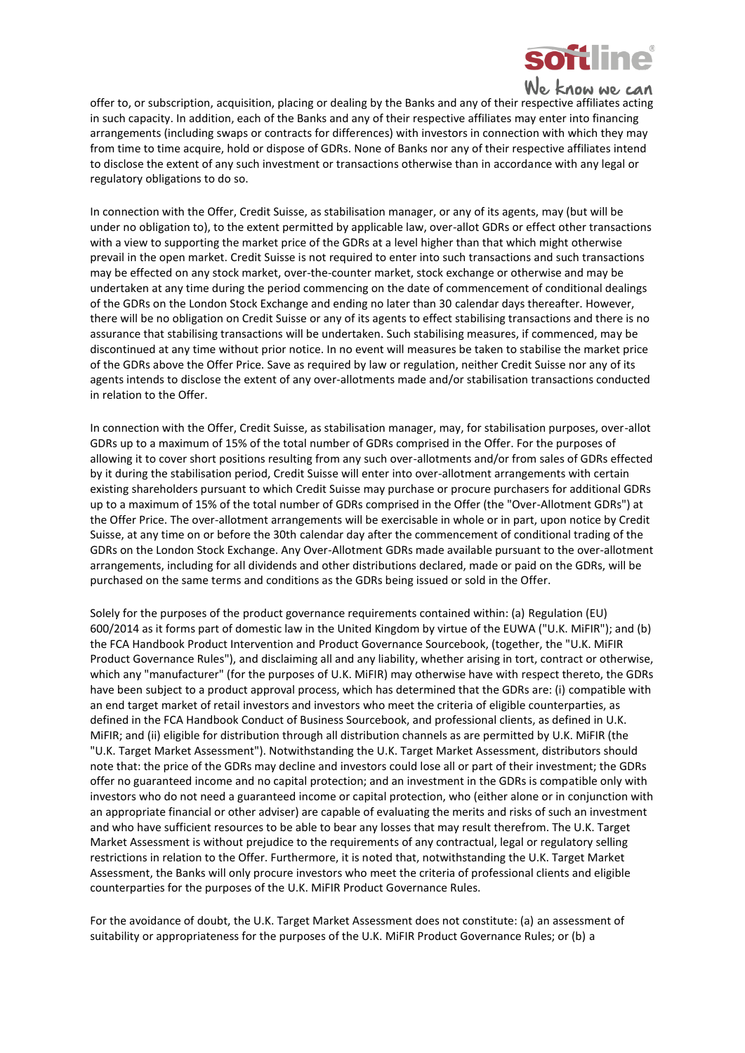offer to, or subscription, acquisition, placing or dealing by the Banks and any of their respective affiliates acting in such capacity. In addition, each of the Banks and any of their respective affiliates may enter into financing arrangements (including swaps or contracts for differences) with investors in connection with which they may from time to time acquire, hold or dispose of GDRs. None of Banks nor any of their respective affiliates intend to disclose the extent of any such investment or transactions otherwise than in accordance with any legal or regulatory obligations to do so.

In connection with the Offer, Credit Suisse, as stabilisation manager, or any of its agents, may (but will be under no obligation to), to the extent permitted by applicable law, over-allot GDRs or effect other transactions with a view to supporting the market price of the GDRs at a level higher than that which might otherwise prevail in the open market. Credit Suisse is not required to enter into such transactions and such transactions may be effected on any stock market, over-the-counter market, stock exchange or otherwise and may be undertaken at any time during the period commencing on the date of commencement of conditional dealings of the GDRs on the London Stock Exchange and ending no later than 30 calendar days thereafter. However, there will be no obligation on Credit Suisse or any of its agents to effect stabilising transactions and there is no assurance that stabilising transactions will be undertaken. Such stabilising measures, if commenced, may be discontinued at any time without prior notice. In no event will measures be taken to stabilise the market price of the GDRs above the Offer Price. Save as required by law or regulation, neither Credit Suisse nor any of its agents intends to disclose the extent of any over-allotments made and/or stabilisation transactions conducted in relation to the Offer.

In connection with the Offer, Credit Suisse, as stabilisation manager, may, for stabilisation purposes, over-allot GDRs up to a maximum of 15% of the total number of GDRs comprised in the Offer. For the purposes of allowing it to cover short positions resulting from any such over-allotments and/or from sales of GDRs effected by it during the stabilisation period, Credit Suisse will enter into over-allotment arrangements with certain existing shareholders pursuant to which Credit Suisse may purchase or procure purchasers for additional GDRs up to a maximum of 15% of the total number of GDRs comprised in the Offer (the "Over-Allotment GDRs") at the Offer Price. The over-allotment arrangements will be exercisable in whole or in part, upon notice by Credit Suisse, at any time on or before the 30th calendar day after the commencement of conditional trading of the GDRs on the London Stock Exchange. Any Over-Allotment GDRs made available pursuant to the over-allotment arrangements, including for all dividends and other distributions declared, made or paid on the GDRs, will be purchased on the same terms and conditions as the GDRs being issued or sold in the Offer.

Solely for the purposes of the product governance requirements contained within: (a) Regulation (EU) 600/2014 as it forms part of domestic law in the United Kingdom by virtue of the EUWA ("U.K. MiFIR"); and (b) the FCA Handbook Product Intervention and Product Governance Sourcebook, (together, the "U.K. MiFIR Product Governance Rules"), and disclaiming all and any liability, whether arising in tort, contract or otherwise, which any "manufacturer" (for the purposes of U.K. MiFIR) may otherwise have with respect thereto, the GDRs have been subject to a product approval process, which has determined that the GDRs are: (i) compatible with an end target market of retail investors and investors who meet the criteria of eligible counterparties, as defined in the FCA Handbook Conduct of Business Sourcebook, and professional clients, as defined in U.K. MiFIR; and (ii) eligible for distribution through all distribution channels as are permitted by U.K. MiFIR (the "U.K. Target Market Assessment"). Notwithstanding the U.K. Target Market Assessment, distributors should note that: the price of the GDRs may decline and investors could lose all or part of their investment; the GDRs offer no guaranteed income and no capital protection; and an investment in the GDRs is compatible only with investors who do not need a guaranteed income or capital protection, who (either alone or in conjunction with an appropriate financial or other adviser) are capable of evaluating the merits and risks of such an investment and who have sufficient resources to be able to bear any losses that may result therefrom. The U.K. Target Market Assessment is without prejudice to the requirements of any contractual, legal or regulatory selling restrictions in relation to the Offer. Furthermore, it is noted that, notwithstanding the U.K. Target Market Assessment, the Banks will only procure investors who meet the criteria of professional clients and eligible counterparties for the purposes of the U.K. MiFIR Product Governance Rules.

For the avoidance of doubt, the U.K. Target Market Assessment does not constitute: (a) an assessment of suitability or appropriateness for the purposes of the U.K. MiFIR Product Governance Rules; or (b) a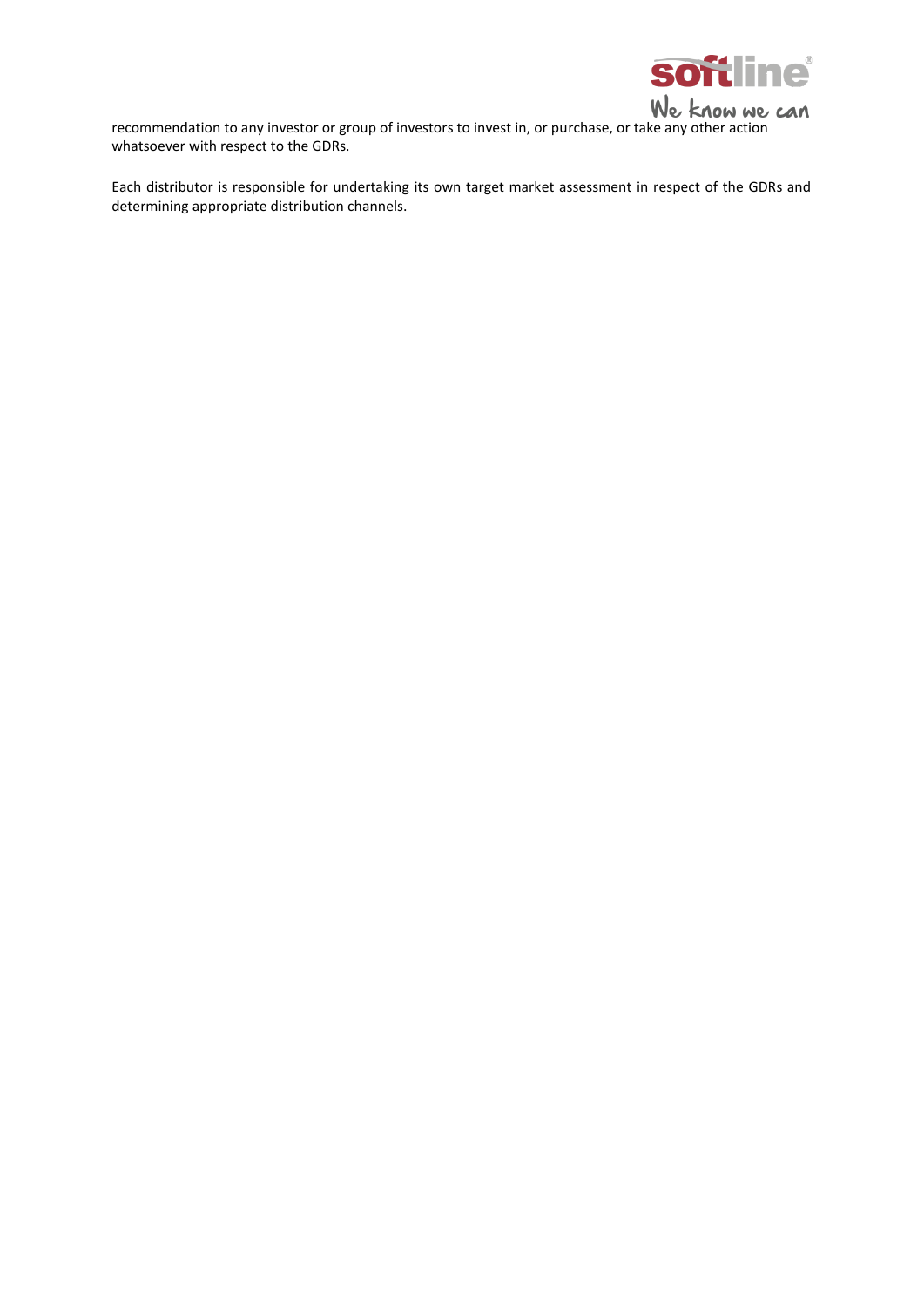recommendation to any investor or group of investors to invest in, or purchase, or take any other action whatsoever with respect to the GDRs.

Each distributor is responsible for undertaking its own target market assessment in respect of the GDRs and determining appropriate distribution channels.